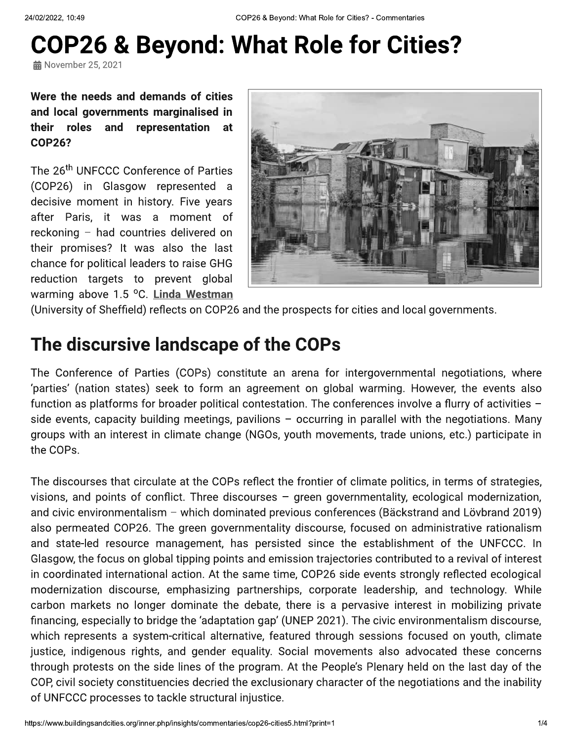# COP26 & Beyond: What Role for Cities?

November 25, 2021

**Were the needs and demands of cities and local governments marginalised in their roles and representation at COP26?**

The 26th UNFCCC Conference of Parties (COP26) in Glasgow represented a decisive moment in history. Five years after Paris, it was a moment of reckoning – had countries delivered on their promises? It was also the last chance for political leaders to raise GHG reduction targets to prevent global warming above 1.5 °C. **Linda Westman** (University of Sheffield) reflects on COP26 and the prospects for cities and local governments.

## The discursive landscape of the COPs

The Conference of Parties (COPs) constitute an arena for intergovernmental negotiations, where 'parties' (nation states) seek to form an agreement on global warming. However, the events also function as platforms for broader political contestation. The conferences involve a flurry of activities – side events, capacity building meetings, pavilions – occurring in parallel with the negotiations. Many groups with an interest in climate change (NGOs, youth movements, trade unions, etc.) participate in the COPs.

The discourses that circulate at the COPs reflect the frontier of climate politics, in terms of strategies, visions, and points of conflict. Three discourses – green governmentality, ecological modernization, and civic environmentalism – which dominated previous conferences (Bäckstrand and Lövbrand 2019) also permeated COP26. The green governmentality discourse, focused on administrative rationalism and state-led resource management, has persisted since the establishment of the UNFCCC. In Glasgow, the focus on global tipping points and emission trajectories contributed to a revival of interest in coordinated international action. At the same time, COP26 side events strongly reflected ecological modernization discourse, emphasizing partnerships, corporate leadership, and technology. While carbon markets no longer dominate the debate, there is a pervasive interest in mobilizing private financing, especially to bridge the 'adaptation gap' (UNEP 2021). The civic environmentalism discourse, which represents a system-critical alternative, featured through sessions focused on youth, climate justice, indigenous rights, and gender equality. Social movements also advocated these concerns through protests on the side lines of the program. At the People's Plenary held on the last day of the COP, civil society constituencies decried the exclusionary character of the negotiations and the inability of UNFCCC processes to tackle structural injustice.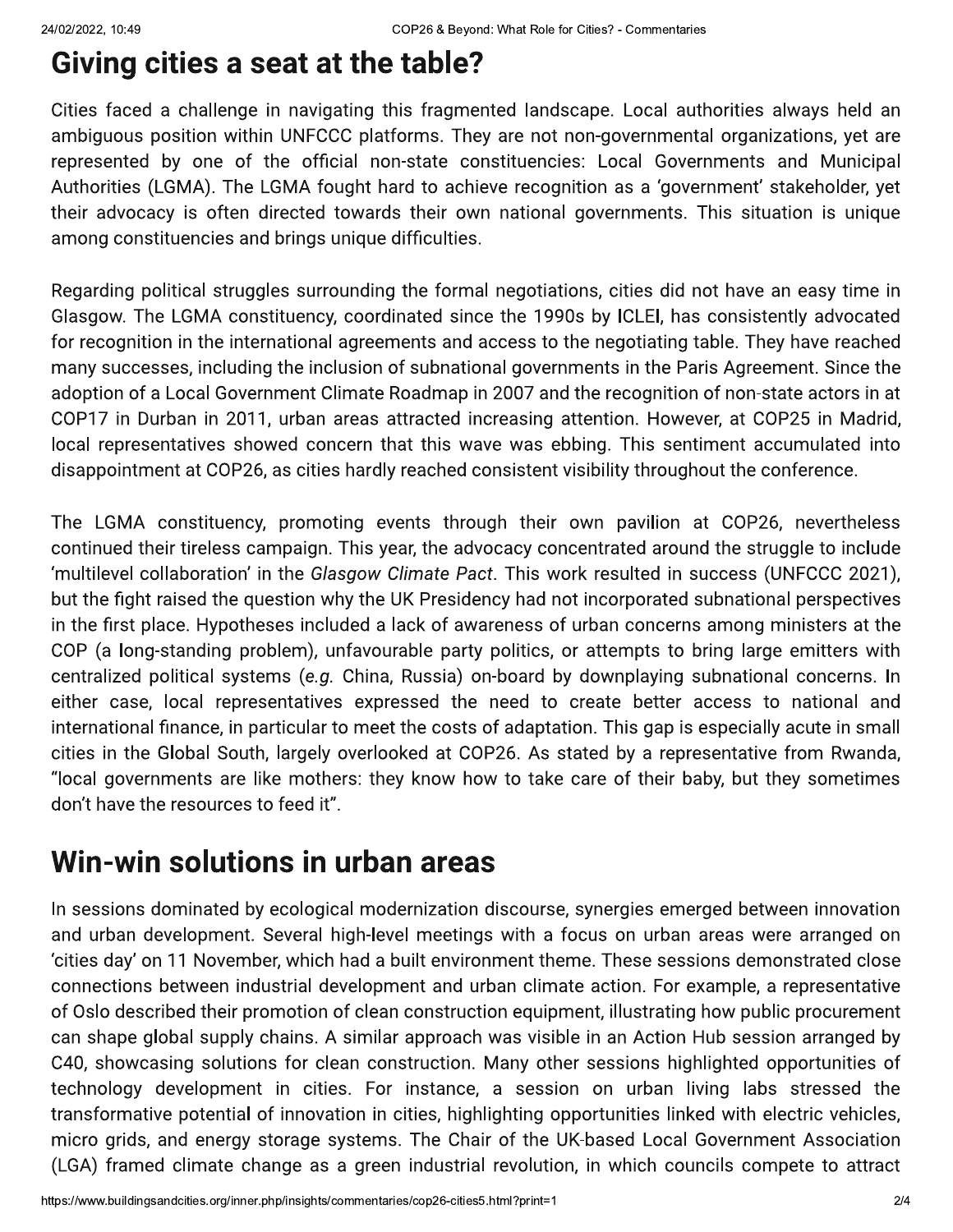## Giving cities a seat at the table?

Cities faced a challenge in navigating this fragmented landscape. Local authorities always held an ambiguous position within UNFCCC platforms. They are not non-governmental organizations, yet are represented by one of the official non-state constituencies: Local Governments and Municipal Authorities (LGMA). The LGMA fought hard to achieve recognition as a 'government' stakeholder, yet their advocacy is often directed towards their own national governments. This situation is unique among constituencies and brings unique difficulties.

Regarding political struggles surrounding the formal negotiations, cities did not have an easy time in Glasgow. The LGMA constituency, coordinated since the 1990s by ICLEI, has consistently advocated for recognition in the international agreements and access to the negotiating table. They have reached many successes, including the inclusion of subnational governments in the Paris Agreement. Since the adoption of a Local Government Climate Roadmap in 2007 and the recognition of non-state actors in at COP17 in Durban in 2011, urban areas attracted increasing attention. However, at COP25 in Madrid, local representatives showed concern that this wave was ebbing. This sentiment accumulated into disappointment at COP26, as cities hardly reached consistent visibility throughout the conference.

The LGMA constituency, promoting events through their own pavilion at COP26, nevertheless continued their tireless campaign. This year, the advocacy concentrated around the struggle to include 'multilevel collaboration' in the *Glasgow Climate Pact*. This work resulted in success (UNFCCC 2021), but the fight raised the question why the UK Presidency had not incorporated subnational perspectives in the first place. Hypotheses included a lack of awareness of urban concerns among ministers at the COP (a long-standing problem), unfavourable party politics, or attempts to bring large emitters with centralized political systems (*e.g.* China, Russia) on-board by downplaying subnational concerns. In either case, local representatives expressed the need to create better access to national and international finance, in particular to meet the costs of adaptation. This gap is especially acute in small cities in the Global South, largely overlooked at COP26. As stated by a representative from Rwanda, "local governments are like mothers: they know how to take care of their baby, but they sometimes don't have the resources to feed it".

## Win-win solutions in urban areas

In sessions dominated by ecological modernization discourse, synergies emerged between innovation and urban development. Several high-level meetings with a focus on urban areas were arranged on 'cities day' on 11 November, which had a built environment theme. These sessions demonstrated close connections between industrial development and urban climate action. For example, a representative of Oslo described their promotion of clean construction equipment, illustrating how public procurement can shape global supply chains. A similar approach was visible in an Action Hub session arranged by C40, showcasing solutions for clean construction. Many other sessions highlighted opportunities of technology development in cities. For instance, a session on urban living labs stressed the transformative potential of innovation in cities, highlighting opportunities linked with electric vehicles, micro grids, and energy storage systems. The Chair of the UK-based Local Government Association (LGA) framed climate change as a green industrial revolution, in which councils compete to attract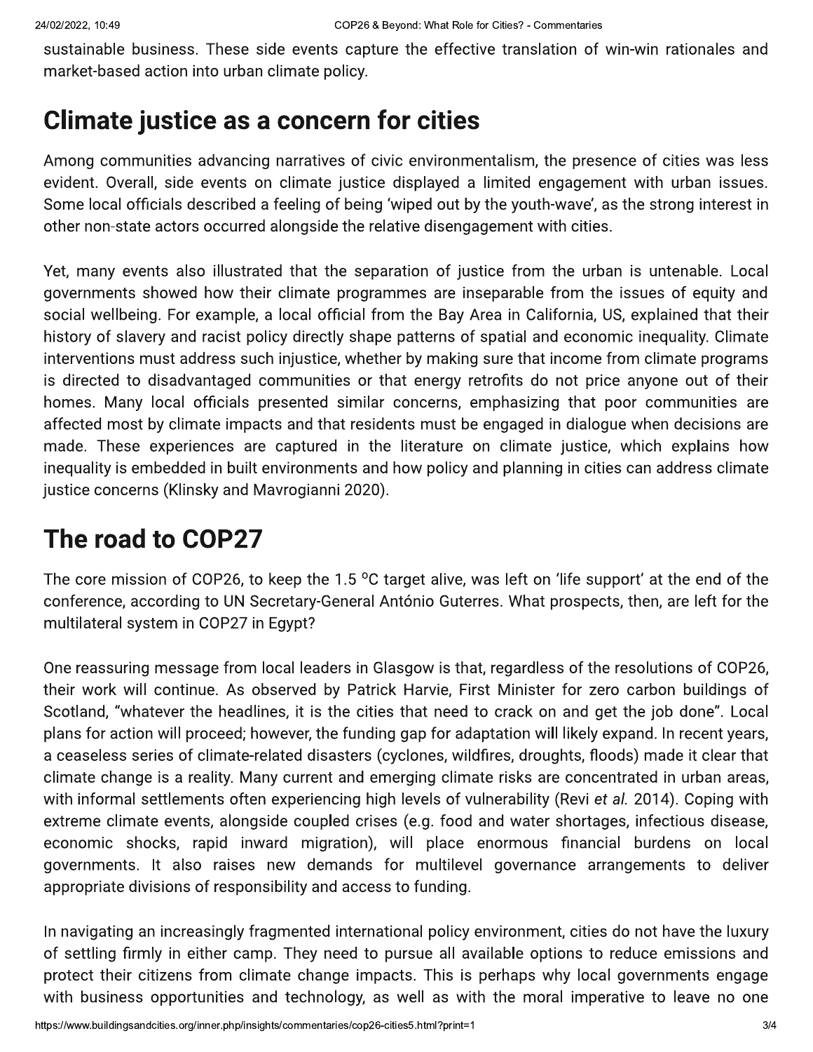sustainable business. These side events capture the effective translation of win-win rationales and market-based action into urban climate policy.

## Climate justice as a concern for cities

Among communities advancing narratives of civic environmentalism, the presence of cities was less evident. Overall, side events on climate justice displayed a limited engagement with urban issues. Some local officials described a feeling of being 'wiped out by the youth-wave', as the strong interest in other non-state actors occurred alongside the relative disengagement with cities.

Yet, many events also illustrated that the separation of justice from the urban is untenable. Local governments showed how their climate programmes are inseparable from the issues of equity and social wellbeing. For example, a local official from the Bay Area in California, US, explained that their history of slavery and racist policy directly shape patterns of spatial and economic inequality. Climate interventions must address such injustice, whether by making sure that income from climate programs is directed to disadvantaged communities or that energy retrofits do not price anyone out of their homes. Many local officials presented similar concerns, emphasizing that poor communities are affected most by climate impacts and that residents must be engaged in dialogue when decisions are made. These experiences are captured in the literature on climate justice, which explains how inequality is embedded in built environments and how policy and planning in cities can address climate justice concerns (Klinsky and Mavrogianni 2020).

## The road to COP27

The core mission of COP26, to keep the 1.5 °C target alive, was left on 'life support' at the end of the conference, according to UN Secretary-General António Guterres. What prospects, then, are left for the multilateral system in COP27 in Egypt?

One reassuring message from local leaders in Glasgow is that, regardless of the resolutions of COP26, their work will continue. As observed by Patrick Harvie, First Minister for zero carbon buildings of Scotland, "whatever the headlines, it is the cities that need to crack on and get the job done". Local plans for action will proceed; however, the funding gap for adaptation will likely expand. In recent years, a ceaseless series of climate-related disasters (cyclones, wildfires, droughts, floods) made it clear that climate change is a reality. Many current and emerging climate risks are concentrated in urban areas, with informal settlements often experiencing high levels of vulnerability (Revi *et al.* 2014). Coping with extreme climate events, alongside coupled crises (e.g. food and water shortages, infectious disease, economic shocks, rapid inward migration), will place enormous financial burdens on local governments. It also raises new demands for multilevel governance arrangements to deliver appropriate divisions of responsibility and access to funding.

In navigating an increasingly fragmented international policy environment, cities do not have the luxury of settling firmly in either camp. They need to pursue all available options to reduce emissions and protect their citizens from climate change impacts. This is perhaps why local governments engage with business opportunities and technology, as well as with the moral imperative to leave no one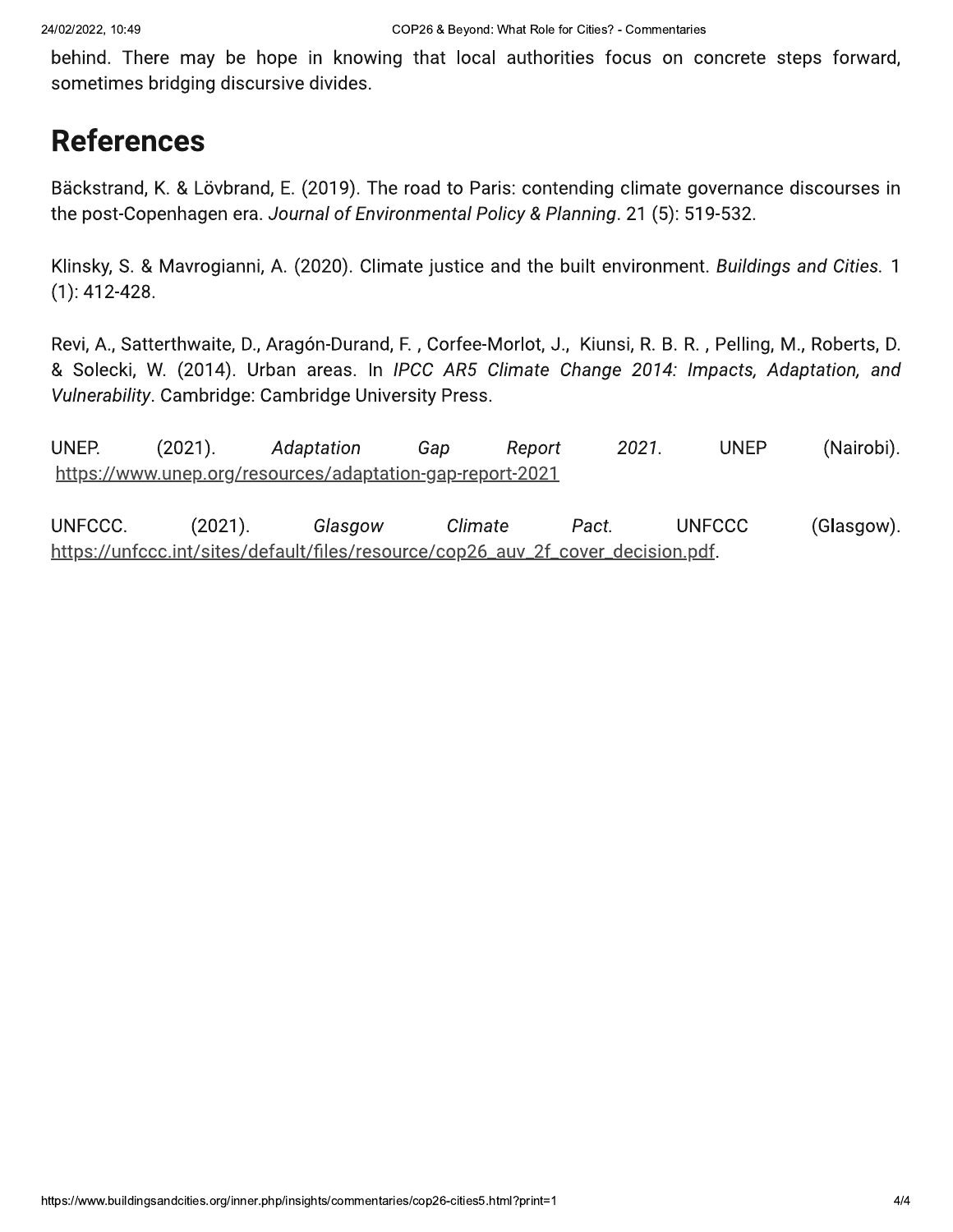behind. There may be hope in knowing that local authorities focus on concrete steps forward, sometimes bridging discursive divides.

## References

Bäckstrand, K. & Lövbrand, E. (2019). The road to Paris: contending climate governance discourses in the post-Copenhagen era. *Journal of Environmental Policy & Planning*. 21 (5): 519-532.

Klinsky, S. & Mavrogianni, A. (2020). Climate justice and the built environment. *Buildings and Cities.* 1 (1): 412-428.

Revi, A., Satterthwaite, D., Aragón-Durand, F. , Corfee-Morlot, J., Kiunsi, R. B. R. , Pelling, M., Roberts, D. & Solecki, W. (2014). Urban areas. In *IPCC AR5 Climate Change 2014: Impacts, Adaptation, and Vulnerability*. Cambridge: Cambridge University Press.

UNEP. (2021). *Adaptation Gap Report 2021*. UNEP (Nairobi). https://www.unep.org/resources/adaptation-gap-report-2021

UNFCCC. (2021). *Glasgow Climate Pact.* UNFCCC (Glasgow). https://unfccc.int/sites/default/files/resource/cop26_auv_2f_cover_decision.pdf.